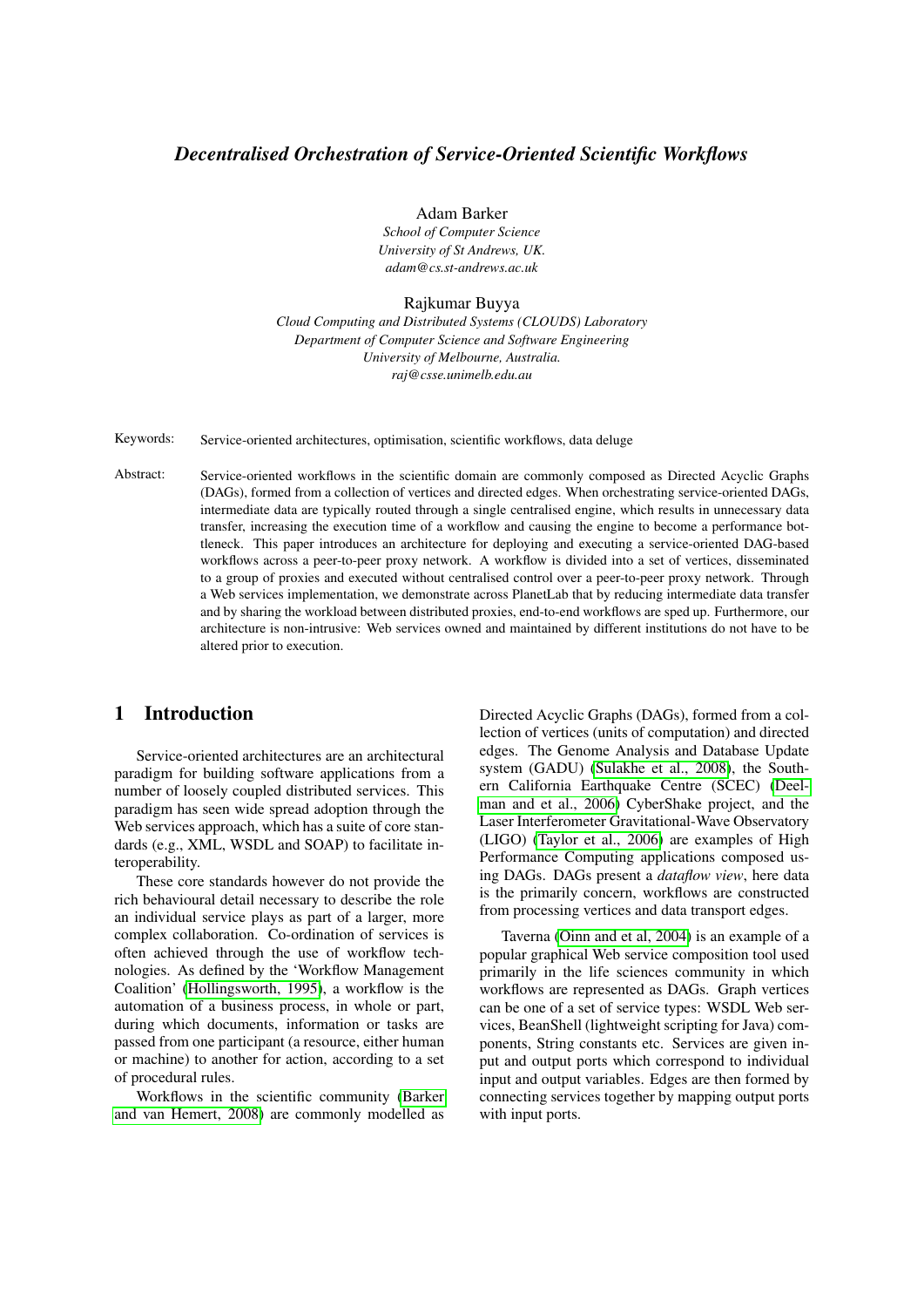# *Decentralised Orchestration of Service-Oriented Scientific Workflows*

Adam Barker
*School of Computer Science*
*University of St Andrews, UK.*
*adam@cs.st-andrews.ac.uk*

Rajkumar Buyya
*Cloud Computing and Distributed Systems (CLOUDS) Laboratory*
*Department of Computer Science and Software Engineering*
*University of Melbourne, Australia.*
*raj@csse.unimelb.edu.au*

Keywords: Service-oriented architectures, optimisation, scientific workflows, data deluge

Abstract: Service-oriented workflows in the scientific domain are commonly composed as Directed Acyclic Graphs (DAGs), formed from a collection of vertices and directed edges. When orchestrating service-oriented DAGs, intermediate data are typically routed through a single centralised engine, which results in unnecessary data transfer, increasing the execution time of a workflow and causing the engine to become a performance bottleneck. This paper introduces an architecture for deploying and executing a service-oriented DAG-based workflows across a peer-to-peer proxy network. A workflow is divided into a set of vertices, disseminated to a group of proxies and executed without centralised control over a peer-to-peer proxy network. Through a Web services implementation, we demonstrate across PlanetLab that by reducing intermediate data transfer and by sharing the workload between distributed proxies, end-to-end workflows are sped up. Furthermore, our architecture is non-intrusive: Web services owned and maintained by different institutions do not have to be altered prior to execution.

## 1 Introduction

Service-oriented architectures are an architectural paradigm for building software applications from a number of loosely coupled distributed services. This paradigm has seen wide spread adoption through the Web services approach, which has a suite of core standards (e.g., XML, WSDL and SOAP) to facilitate interoperability.

These core standards however do not provide the rich behavioural detail necessary to describe the role an individual service plays as part of a larger, more complex collaboration. Co-ordination of services is often achieved through the use of workflow technologies. As defined by the 'Workflow Management Coalition' (Hollingsworth, 1995), a workflow is the automation of a business process, in whole or part, during which documents, information or tasks are passed from one participant (a resource, either human or machine) to another for action, according to a set of procedural rules.

Workflows in the scientific community (Barker and van Hemert, 2008) are commonly modelled as Directed Acyclic Graphs (DAGs), formed from a collection of vertices (units of computation) and directed edges. The Genome Analysis and Database Update system (GADU) (Sulakhe et al., 2008), the Southern California Earthquake Centre (SCEC) (Deelman and et al., 2006) CyberShake project, and the Laser Interferometer Gravitational-Wave Observatory (LIGO) (Taylor et al., 2006) are examples of High Performance Computing applications composed using DAGs. DAGs present a *dataflow view*, here data is the primarily concern, workflows are constructed from processing vertices and data transport edges.

Taverna (Oinn and et al, 2004) is an example of a popular graphical Web service composition tool used primarily in the life sciences community in which workflows are represented as DAGs. Graph vertices can be one of a set of service types: WSDL Web services, BeanShell (lightweight scripting for Java) components, String constants etc. Services are given input and output ports which correspond to individual input and output variables. Edges are then formed by connecting services together by mapping output ports with input ports.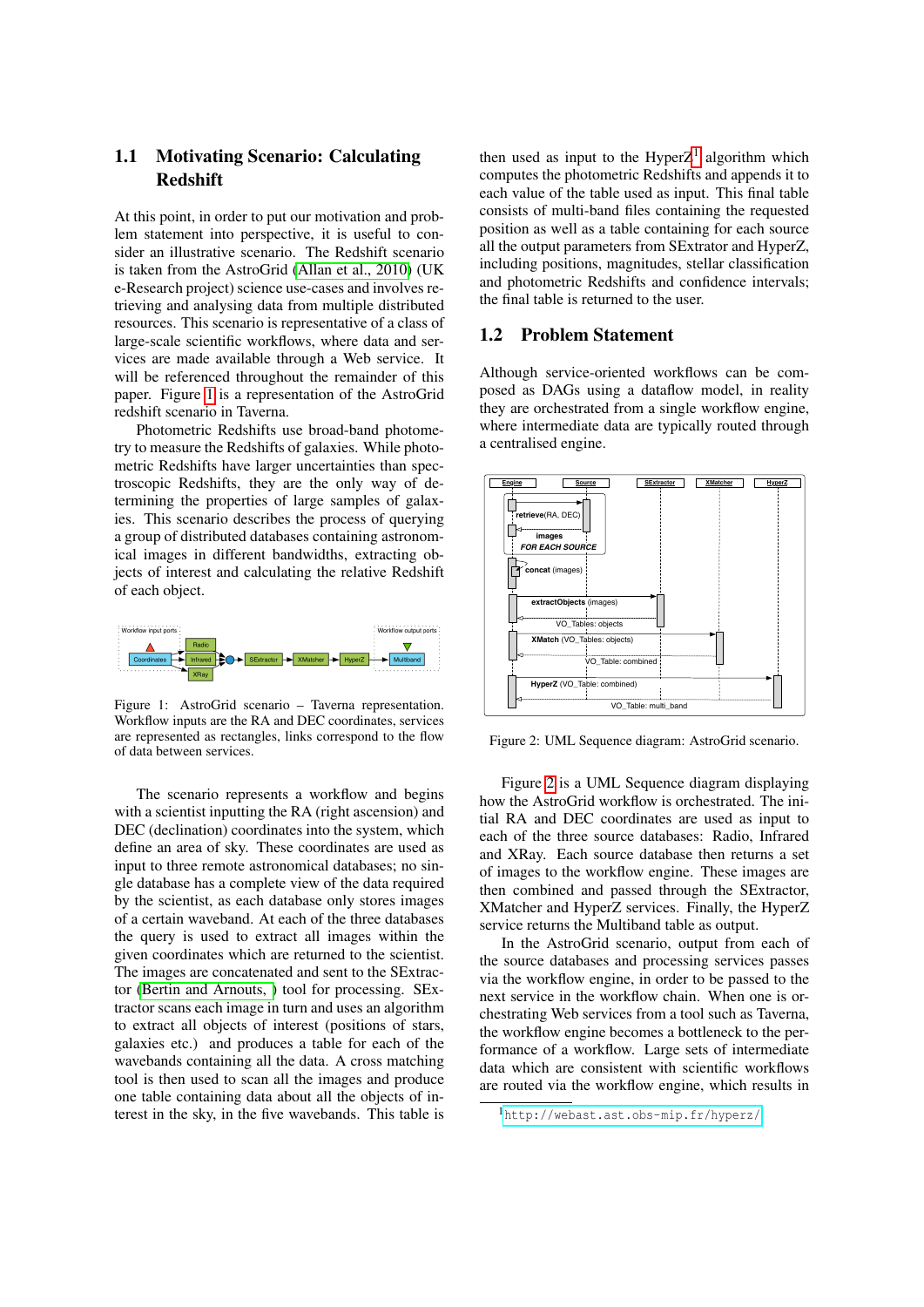## 1.1 Motivating Scenario: Calculating Redshift

At this point, in order to put our motivation and problem statement into perspective, it is useful to consider an illustrative scenario. The Redshift scenario is taken from the AstroGrid (Allan et al., 2010) (UK e-Research project) science use-cases and involves retrieving and analysing data from multiple distributed resources. This scenario is representative of a class of large-scale scientific workflows, where data and services are made available through a Web service. It will be referenced throughout the remainder of this paper. Figure 1 is a representation of the AstroGrid redshift scenario in Taverna.

Photometric Redshifts use broad-band photometry to measure the Redshifts of galaxies. While photometric Redshifts have larger uncertainties than spectroscopic Redshifts, they are the only way of determining the properties of large samples of galaxies. This scenario describes the process of querying a group of distributed databases containing astronomical images in different bandwidths, extracting objects of interest and calculating the relative Redshift of each object.

Figure 1: AstroGrid scenario – Taverna representation. Workflow inputs are the RA and DEC coordinates, services are represented as rectangles, links correspond to the flow of data between services.

The scenario represents a workflow and begins with a scientist inputting the RA (right ascension) and DEC (declination) coordinates into the system, which define an area of sky. These coordinates are used as input to three remote astronomical databases; no single database has a complete view of the data required by the scientist, as each database only stores images of a certain waveband. At each of the three databases the query is used to extract all images within the given coordinates which are returned to the scientist. The images are concatenated and sent to the SExtractor (Bertin and Arnouts, ) tool for processing. SExtractor scans each image in turn and uses an algorithm to extract all objects of interest (positions of stars, galaxies etc.) and produces a table for each of the wavebands containing all the data. A cross matching tool is then used to scan all the images and produce one table containing data about all the objects of interest in the sky, in the five wavebands. This table is then used as input to the HyperZ[1] algorithm which computes the photometric Redshifts and appends it to each value of the table used as input. This final table consists of multi-band files containing the requested position as well as a table containing for each source all the output parameters from SExtrator and HyperZ, including positions, magnitudes, stellar classification and photometric Redshifts and confidence intervals; the final table is returned to the user.

## 1.2 Problem Statement

Although service-oriented workflows can be composed as DAGs using a dataflow model, in reality they are orchestrated from a single workflow engine, where intermediate data are typically routed through a centralised engine.

Figure 2: UML Sequence diagram: AstroGrid scenario.

Figure 2 is a UML Sequence diagram displaying how the AstroGrid workflow is orchestrated. The initial RA and DEC coordinates are used as input to each of the three source databases: Radio, Infrared and XRay. Each source database then returns a set of images to the workflow engine. These images are then combined and passed through the SExtractor, XMatcher and HyperZ services. Finally, the HyperZ service returns the Multiband table as output.

In the AstroGrid scenario, output from each of the source databases and processing services passes via the workflow engine, in order to be passed to the next service in the workflow chain. When one is orchestrating Web services from a tool such as Taverna, the workflow engine becomes a bottleneck to the performance of a workflow. Large sets of intermediate data which are consistent with scientific workflows are routed via the workflow engine, which results in

[1] http://webast.ast.obs-mip.fr/hyperz/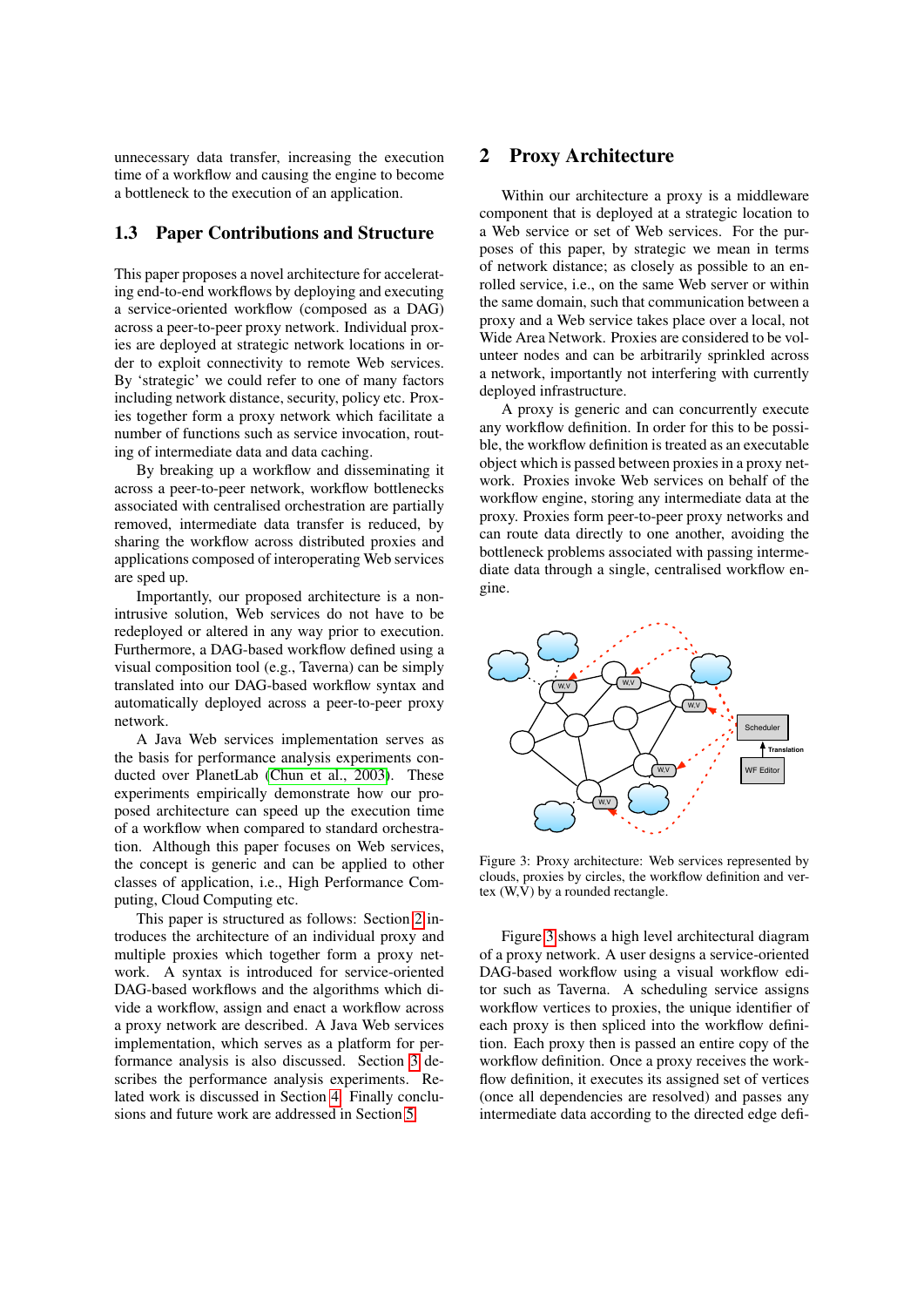unnecessary data transfer, increasing the execution time of a workflow and causing the engine to become a bottleneck to the execution of an application.

### 1.3 Paper Contributions and Structure

This paper proposes a novel architecture for accelerating end-to-end workflows by deploying and executing a service-oriented workflow (composed as a DAG) across a peer-to-peer proxy network. Individual proxies are deployed at strategic network locations in order to exploit connectivity to remote Web services. By 'strategic' we could refer to one of many factors including network distance, security, policy etc. Proxies together form a proxy network which facilitate a number of functions such as service invocation, routing of intermediate data and data caching.

By breaking up a workflow and disseminating it across a peer-to-peer network, workflow bottlenecks associated with centralised orchestration are partially removed, intermediate data transfer is reduced, by sharing the workflow across distributed proxies and applications composed of interoperating Web services are sped up.

Importantly, our proposed architecture is a non-intrusive solution, Web services do not have to be redeployed or altered in any way prior to execution. Furthermore, a DAG-based workflow defined using a visual composition tool (e.g., Taverna) can be simply translated into our DAG-based workflow syntax and automatically deployed across a peer-to-peer proxy network.

A Java Web services implementation serves as the basis for performance analysis experiments conducted over PlanetLab (Chun et al., 2003). These experiments empirically demonstrate how our proposed architecture can speed up the execution time of a workflow when compared to standard orchestration. Although this paper focuses on Web services, the concept is generic and can be applied to other classes of application, i.e., High Performance Computing, Cloud Computing etc.

This paper is structured as follows: Section 2 introduces the architecture of an individual proxy and multiple proxies which together form a proxy network. A syntax is introduced for service-oriented DAG-based workflows and the algorithms which divide a workflow, assign and enact a workflow across a proxy network are described. A Java Web services implementation, which serves as a platform for performance analysis is also discussed. Section 3 describes the performance analysis experiments. Related work is discussed in Section 4. Finally conclusions and future work are addressed in Section 5.

## 2 Proxy Architecture

Within our architecture a proxy is a middleware component that is deployed at a strategic location to a Web service or set of Web services. For the purposes of this paper, by strategic we mean in terms of network distance; as closely as possible to an enrolled service, i.e., on the same Web server or within the same domain, such that communication between a proxy and a Web service takes place over a local, not Wide Area Network. Proxies are considered to be volunteer nodes and can be arbitrarily sprinkled across a network, importantly not interfering with currently deployed infrastructure.

A proxy is generic and can concurrently execute any workflow definition. In order for this to be possible, the workflow definition is treated as an executable object which is passed between proxies in a proxy network. Proxies invoke Web services on behalf of the workflow engine, storing any intermediate data at the proxy. Proxies form peer-to-peer proxy networks and can route data directly to one another, avoiding the bottleneck problems associated with passing intermediate data through a single, centralised workflow engine.

Figure 3: Proxy architecture: Web services represented by clouds, proxies by circles, the workflow definition and vertex (W,V) by a rounded rectangle.

Figure 3 shows a high level architectural diagram of a proxy network. A user designs a service-oriented DAG-based workflow using a visual workflow editor such as Taverna. A scheduling service assigns workflow vertices to proxies, the unique identifier of each proxy is then spliced into the workflow definition. Each proxy then is passed an entire copy of the workflow definition. Once a proxy receives the workflow definition, it executes its assigned set of vertices (once all dependencies are resolved) and passes any intermediate data according to the directed edge defi-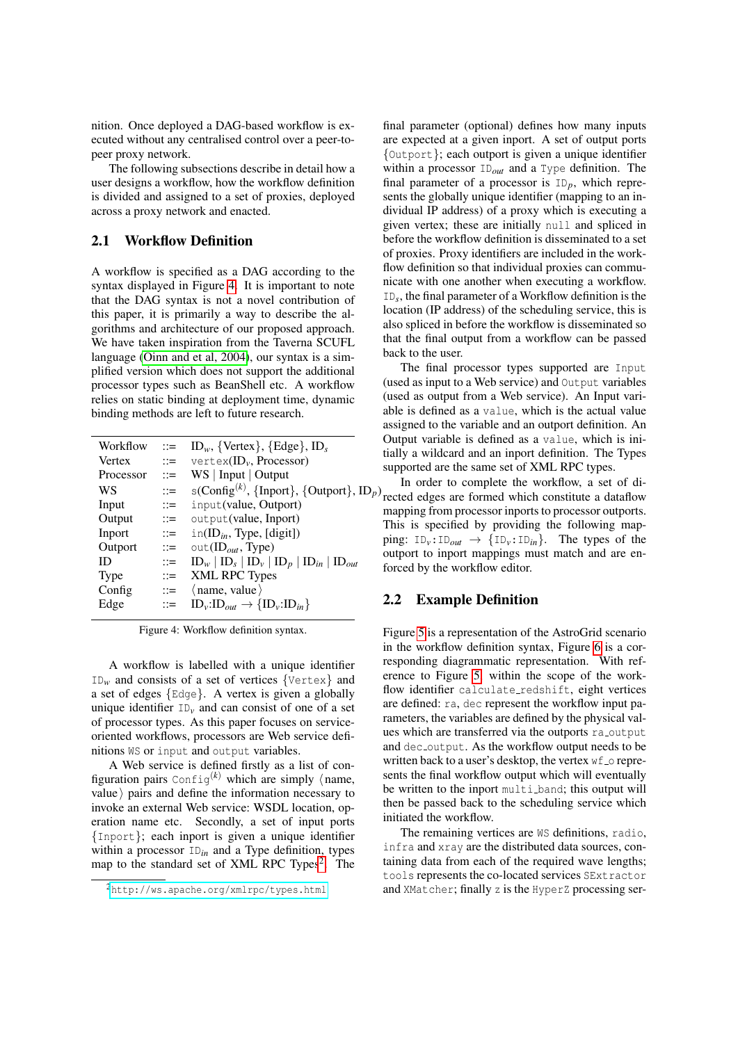nition. Once deployed a DAG-based workflow is executed without any centralised control over a peer-to-peer proxy network.

The following subsections describe in detail how a user designs a workflow, how the workflow definition is divided and assigned to a set of proxies, deployed across a proxy network and enacted.

## 2.1 Workflow Definition

A workflow is specified as a DAG according to the syntax displayed in Figure 4. It is important to note that the DAG syntax is not a novel contribution of this paper, it is primarily a way to describe the algorithms and architecture of our proposed approach. We have taken inspiration from the Taverna SCUFL language (Oinn and et al, 2004), our syntax is a simplified version which does not support the additional processor types such as BeanShell etc. A workflow relies on static binding at deployment time, dynamic binding methods are left to future research.

| | | |
|---|---|---|
| Workflow | ::= | $\text{ID}_w$, {Vertex}, {Edge}, $\text{ID}_s$ |
| Vertex | ::= | vertex($\text{ID}_v$, Processor) |
| Processor | ::= | WS \| Input \| Output |
| WS | ::= | s(Config$^{(k)}$, {Inport}, {Outport}, $\text{ID}_p$) |
| Input | ::= | input(value, Outport) |
| Output | ::= | output(value, Inport) |
| Inport | ::= | in($\text{ID}_{in}$, Type, [digit]) |
| Outport | ::= | out($\text{ID}_{out}$, Type) |
| ID | ::= | $\text{ID}_w$ \| $\text{ID}_s$ \| $\text{ID}_v$ \| $\text{ID}_p$ \| $\text{ID}_{in}$ \| $\text{ID}_{out}$ |
| Type | ::= | XML RPC Types |
| Config | ::= | ⟨name, value⟩ |
| Edge | ::= | $\text{ID}_v$:$\text{ID}_{out}$ → {$\text{ID}_v$:$\text{ID}_{in}$} |

Figure 4: Workflow definition syntax.

A workflow is labelled with a unique identifier $\text{ID}_w$ and consists of a set of vertices {Vertex} and a set of edges {Edge}. A vertex is given a globally unique identifier $\text{ID}_v$ and can consist of one of a set of processor types. As this paper focuses on service-oriented workflows, processors are Web service definitions WS or input and output variables.

A Web service is defined firstly as a list of configuration pairs Config$^{(k)}$ which are simply ⟨name, value⟩ pairs and define the information necessary to invoke an external Web service: WSDL location, operation name etc. Secondly, a set of input ports {Inport}; each inport is given a unique identifier within a processor $\text{ID}_{in}$ and a Type definition, types map to the standard set of XML RPC Types[2]. The final parameter (optional) defines how many inputs are expected at a given inport. A set of output ports {Outport}; each outport is given a unique identifier within a processor $\text{ID}_{out}$ and a Type definition. The final parameter of a processor is $\text{ID}_p$, which represents the globally unique identifier (mapping to an individual IP address) of a proxy which is executing a given vertex; these are initially null and spliced in before the workflow definition is disseminated to a set of proxies. Proxy identifiers are included in the workflow definition so that individual proxies can communicate with one another when executing a workflow. $\text{ID}_s$, the final parameter of a Workflow definition is the location (IP address) of the scheduling service, this is also spliced in before the workflow is disseminated so that the final output from a workflow can be passed back to the user.

The final processor types supported are Input (used as input to a Web service) and Output variables (used as output from a Web service). An Input variable is defined as a value, which is the actual value assigned to the variable and an outport definition. An Output variable is defined as a value, which is initially a wildcard and an inport definition. The Types supported are the same set of XML RPC types.

In order to complete the workflow, a set of directed edges are formed which constitute a dataflow mapping from processor inports to processor outports. This is specified by providing the following mapping: $\text{ID}_v$:$\text{ID}_{out}$ → {$\text{ID}_v$:$\text{ID}_{in}$}. The types of the outport to inport mappings must match and are enforced by the workflow editor.

## 2.2 Example Definition

Figure 5 is a representation of the AstroGrid scenario in the workflow definition syntax, Figure 6 is a corresponding diagrammatic representation. With reference to Figure 5 within the scope of the workflow identifier calculate_redshift, eight vertices are defined: ra, dec represent the workflow input parameters, the variables are defined by the physical values which are transferred via the outports ra_output and dec_output. As the workflow output needs to be written back to a user's desktop, the vertex wf_o represents the final workflow output which will eventually be written to the inport multi_band; this output will then be passed back to the scheduling service which initiated the workflow.

The remaining vertices are WS definitions, radio, infra and xray are the distributed data sources, containing data from each of the required wave lengths; tools represents the co-located services SExtractor and XMatcher; finally z is the HyperZ processing ser-

[2] http://ws.apache.org/xmlrpc/types.html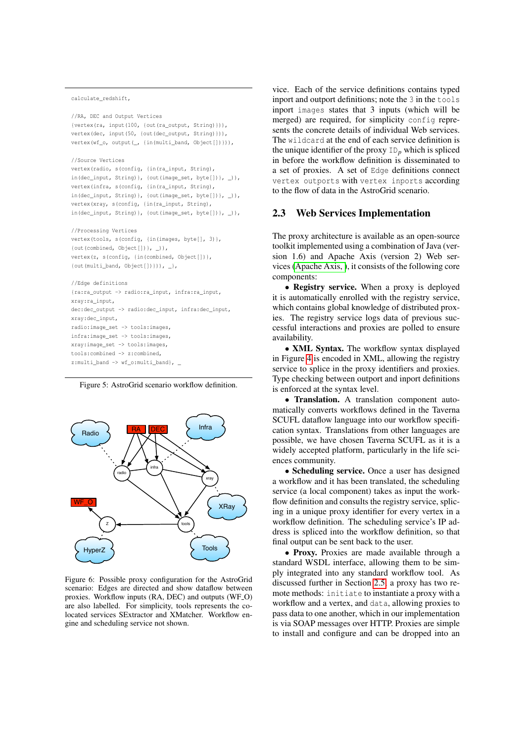```
calculate_redshift,

//RA, DEC and Output Vertices
(vertex(ra, input(100, (out(ra_output, String)))),
vertex(dec, input(50, (out(dec_output, String)))),
vertex(wf_o, output(_, (in(multi_band, Object[])))),

//Source Vertices
vertex(radio, s(config, (in(ra_input, String),
in(dec_input, String)), (out(image_set, byte[])), _)),
vertex(infra, s(config, (in(ra_input, String),
in(dec_input, String)), (out(image_set, byte[])), _)),
vertex(xray, s(config, (in(ra_input, String),
in(dec_input, String)), (out(image_set, byte[])), _)),

//Processing Vertices
vertex(tools, s(config, (in(images, byte[], 3)),
(out(combined, Object[])), _)),
vertex(z, s(config, (in(combined, Object[])),
(out(multi_band, Object[]))), _),

//Edge definitions
(ra:ra_output -> radio:ra_input, infra:ra_input,
xray:ra_input,
dec:dec_output -> radio:dec_input, infra:dec_input,
xray:dec_input,
radio:image_set -> tools:images,
infra:image_set -> tools:images,
xray:image_set -> tools:images,
tools:combined -> z:combined,
z:multi_band -> wf_o:multi_band), _
```

Figure 5: AstroGrid scenario workflow definition.

Figure 6: Possible proxy configuration for the AstroGrid scenario: Edges are directed and show dataflow between proxies. Workflow inputs (RA, DEC) and outputs (WF_O) are also labelled. For simplicity, tools represents the co-located services SExtractor and XMatcher. Workflow engine and scheduling service not shown.

vice. Each of the service definitions contains typed inport and outport definitions; note the `3` in the `tools` inport `images` states that 3 inputs (which will be merged) are required, for simplicity `config` represents the concrete details of individual Web services. The `wildcard` at the end of each service definition is the unique identifier of the proxy $ID_p$ which is spliced in before the workflow definition is disseminated to a set of proxies. A set of `Edge` definitions connect `vertex outports` with `vertex inports` according to the flow of data in the AstroGrid scenario.

## 2.3 Web Services Implementation

The proxy architecture is available as an open-source toolkit implemented using a combination of Java (version 1.6) and Apache Axis (version 2) Web services (Apache Axis, ), it consists of the following core components:

- **Registry service.** When a proxy is deployed it is automatically enrolled with the registry service, which contains global knowledge of distributed proxies. The registry service logs data of previous successful interactions and proxies are polled to ensure availability.
- **XML Syntax.** The workflow syntax displayed in Figure 4 is encoded in XML, allowing the registry service to splice in the proxy identifiers and proxies. Type checking between outport and inport definitions is enforced at the syntax level.
- **Translation.** A translation component automatically converts workflows defined in the Taverna SCUFL dataflow language into our workflow specification syntax. Translations from other languages are possible, we have chosen Taverna SCUFL as it is a widely accepted platform, particularly in the life sciences community.
- **Scheduling service.** Once a user has designed a workflow and it has been translated, the scheduling service (a local component) takes as input the workflow definition and consults the registry service, splicing in a unique proxy identifier for every vertex in a workflow definition. The scheduling service's IP address is spliced into the workflow definition, so that final output can be sent back to the user.
- **Proxy.** Proxies are made available through a standard WSDL interface, allowing them to be simply integrated into any standard workflow tool. As discussed further in Section 2.5, a proxy has two remote methods: `initiate` to instantiate a proxy with a workflow and a vertex, and `data`, allowing proxies to pass data to one another, which in our implementation is via SOAP messages over HTTP. Proxies are simple to install and configure and can be dropped into an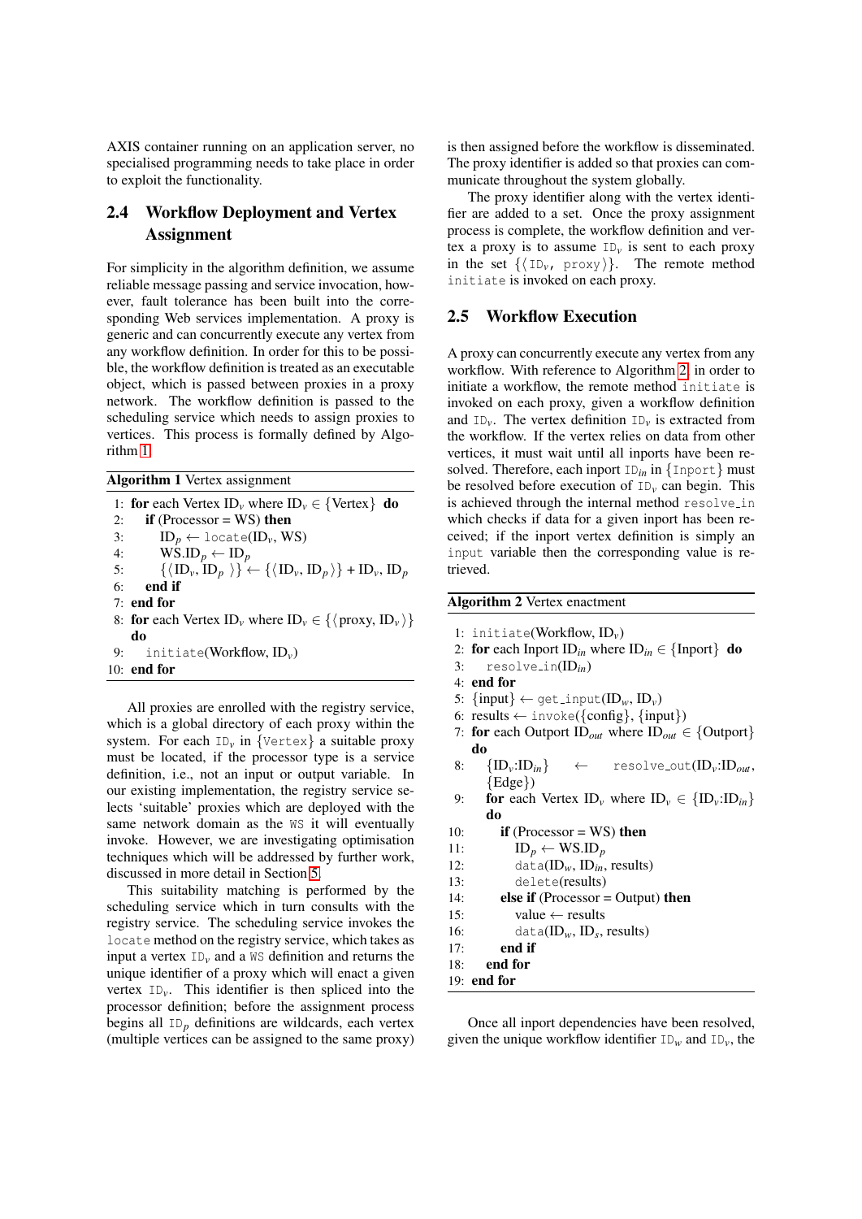AXIS container running on an application server, no specialised programming needs to take place in order to exploit the functionality.

## 2.4 Workflow Deployment and Vertex Assignment

For simplicity in the algorithm definition, we assume reliable message passing and service invocation, however, fault tolerance has been built into the corresponding Web services implementation. A proxy is generic and can concurrently execute any vertex from any workflow definition. In order for this to be possible, the workflow definition is treated as an executable object, which is passed between proxies in a proxy network. The workflow definition is passed to the scheduling service which needs to assign proxies to vertices. This process is formally defined by Algorithm 1.

**Algorithm 1** Vertex assignment

```
1:  for each Vertex ID_v where ID_v ∈ {Vertex} do
2:     if (Processor = WS) then
3:        ID_p ← locate(ID_v, WS)
4:        WS.ID_p ← ID_p
5:        {⟨ID_v, ID_p⟩} ← {⟨ID_v, ID_p⟩} + ID_v, ID_p
6:     end if
7:  end for
8:  for each Vertex ID_v where ID_v ∈ {⟨proxy, ID_v⟩} do
9:     initiate(Workflow, ID_v)
10: end for
```

All proxies are enrolled with the registry service, which is a global directory of each proxy within the system. For each $\mathrm{ID}_v$ in {Vertex} a suitable proxy must be located, if the processor type is a service definition, i.e., not an input or output variable. In our existing implementation, the registry service selects 'suitable' proxies which are deployed with the same network domain as the WS it will eventually invoke. However, we are investigating optimisation techniques which will be addressed by further work, discussed in more detail in Section 5.

This suitability matching is performed by the scheduling service which in turn consults with the registry service. The scheduling service invokes the locate method on the registry service, which takes as input a vertex $\mathrm{ID}_v$ and a WS definition and returns the unique identifier of a proxy which will enact a given vertex $\mathrm{ID}_v$. This identifier is then spliced into the processor definition; before the assignment process begins all $\mathrm{ID}_p$ definitions are wildcards, each vertex (multiple vertices can be assigned to the same proxy) is then assigned before the workflow is disseminated. The proxy identifier is added so that proxies can communicate throughout the system globally.

The proxy identifier along with the vertex identifier are added to a set. Once the proxy assignment process is complete, the workflow definition and vertex a proxy is to assume $\mathrm{ID}_v$ is sent to each proxy in the set $\{\langle \mathrm{ID}_v, \text{proxy}\rangle\}$. The remote method initiate is invoked on each proxy.

## 2.5 Workflow Execution

A proxy can concurrently execute any vertex from any workflow. With reference to Algorithm 2, in order to initiate a workflow, the remote method initiate is invoked on each proxy, given a workflow definition and $\mathrm{ID}_v$. The vertex definition $\mathrm{ID}_v$ is extracted from the workflow. If the vertex relies on data from other vertices, it must wait until all inports have been resolved. Therefore, each inport $\mathrm{ID}_{in}$ in {Inport} must be resolved before execution of $\mathrm{ID}_v$ can begin. This is achieved through the internal method resolve_in which checks if data for a given inport has been received; if the inport vertex definition is simply an input variable then the corresponding value is retrieved.

**Algorithm 2** Vertex enactment

```
1:  initiate(Workflow, ID_v)
2:  for each Inport ID_in where ID_in ∈ {Inport} do
3:     resolve_in(ID_in)
4:  end for
5:  {input} ← get_input(ID_w, ID_v)
6:  results ← invoke({config}, {input})
7:  for each Outport ID_out where ID_out ∈ {Outport} do
8:     {ID_v:ID_in} ← resolve_out(ID_v:ID_out, {Edge})
9:     for each Vertex ID_v where ID_v ∈ {ID_v:ID_in} do
10:       if (Processor = WS) then
11:          ID_p ← WS.ID_p
12:          data(ID_w, ID_in, results)
13:          delete(results)
14:       else if (Processor = Output) then
15:          value ← results
16:          data(ID_w, ID_s, results)
17:       end if
18:    end for
19: end for
```

Once all inport dependencies have been resolved, given the unique workflow identifier $\mathrm{ID}_w$ and $\mathrm{ID}_v$, the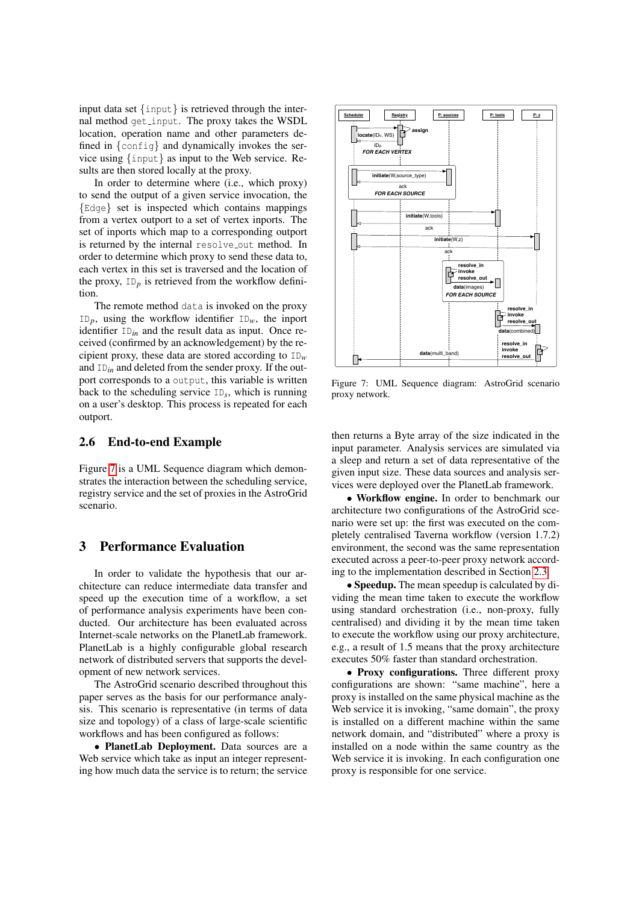input data set {input} is retrieved through the internal method get_input. The proxy takes the WSDL location, operation name and other parameters defined in {config} and dynamically invokes the service using {input} as input to the Web service. Results are then stored locally at the proxy.

In order to determine where (i.e., which proxy) to send the output of a given service invocation, the {Edge} set is inspected which contains mappings from a vertex outport to a set of vertex inports. The set of inports which map to a corresponding outport is returned by the internal resolve_out method. In order to determine which proxy to send these data to, each vertex in this set is traversed and the location of the proxy, $ID_p$ is retrieved from the workflow definition.

The remote method data is invoked on the proxy $ID_p$, using the workflow identifier $ID_w$, the inport identifier $ID_{in}$ and the result data as input. Once received (confirmed by an acknowledgement) by the recipient proxy, these data are stored according to $ID_w$ and $ID_{in}$ and deleted from the sender proxy. If the outport corresponds to a output, this variable is written back to the scheduling service $ID_s$, which is running on a user's desktop. This process is repeated for each outport.

## 2.6 End-to-end Example

Figure 7 is a UML Sequence diagram which demonstrates the interaction between the scheduling service, registry service and the set of proxies in the AstroGrid scenario.

# 3 Performance Evaluation

In order to validate the hypothesis that our architecture can reduce intermediate data transfer and speed up the execution time of a workflow, a set of performance analysis experiments have been conducted. Our architecture has been evaluated across Internet-scale networks on the PlanetLab framework. PlanetLab is a highly configurable global research network of distributed servers that supports the development of new network services.

The AstroGrid scenario described throughout this paper serves as the basis for our performance analysis. This scenario is representative (in terms of data size and topology) of a class of large-scale scientific workflows and has been configured as follows:

• **PlanetLab Deployment.** Data sources are a Web service which take as input an integer representing how much data the service is to return; the service

Figure 7: UML Sequence diagram: AstroGrid scenario proxy network.

then returns a Byte array of the size indicated in the input parameter. Analysis services are simulated via a sleep and return a set of data representative of the given input size. These data sources and analysis services were deployed over the PlanetLab framework.

• **Workflow engine.** In order to benchmark our architecture two configurations of the AstroGrid scenario were set up: the first was executed on the completely centralised Taverna workflow (version 1.7.2) environment, the second was the same representation executed across a peer-to-peer proxy network according to the implementation described in Section 2.3.

• **Speedup.** The mean speedup is calculated by dividing the mean time taken to execute the workflow using standard orchestration (i.e., non-proxy, fully centralised) and dividing it by the mean time taken to execute the workflow using our proxy architecture, e.g., a result of 1.5 means that the proxy architecture executes 50% faster than standard orchestration.

• **Proxy configurations.** Three different proxy configurations are shown: "same machine", here a proxy is installed on the same physical machine as the Web service it is invoking, "same domain", the proxy is installed on a different machine within the same network domain, and "distributed" where a proxy is installed on a node within the same country as the Web service it is invoking. In each configuration one proxy is responsible for one service.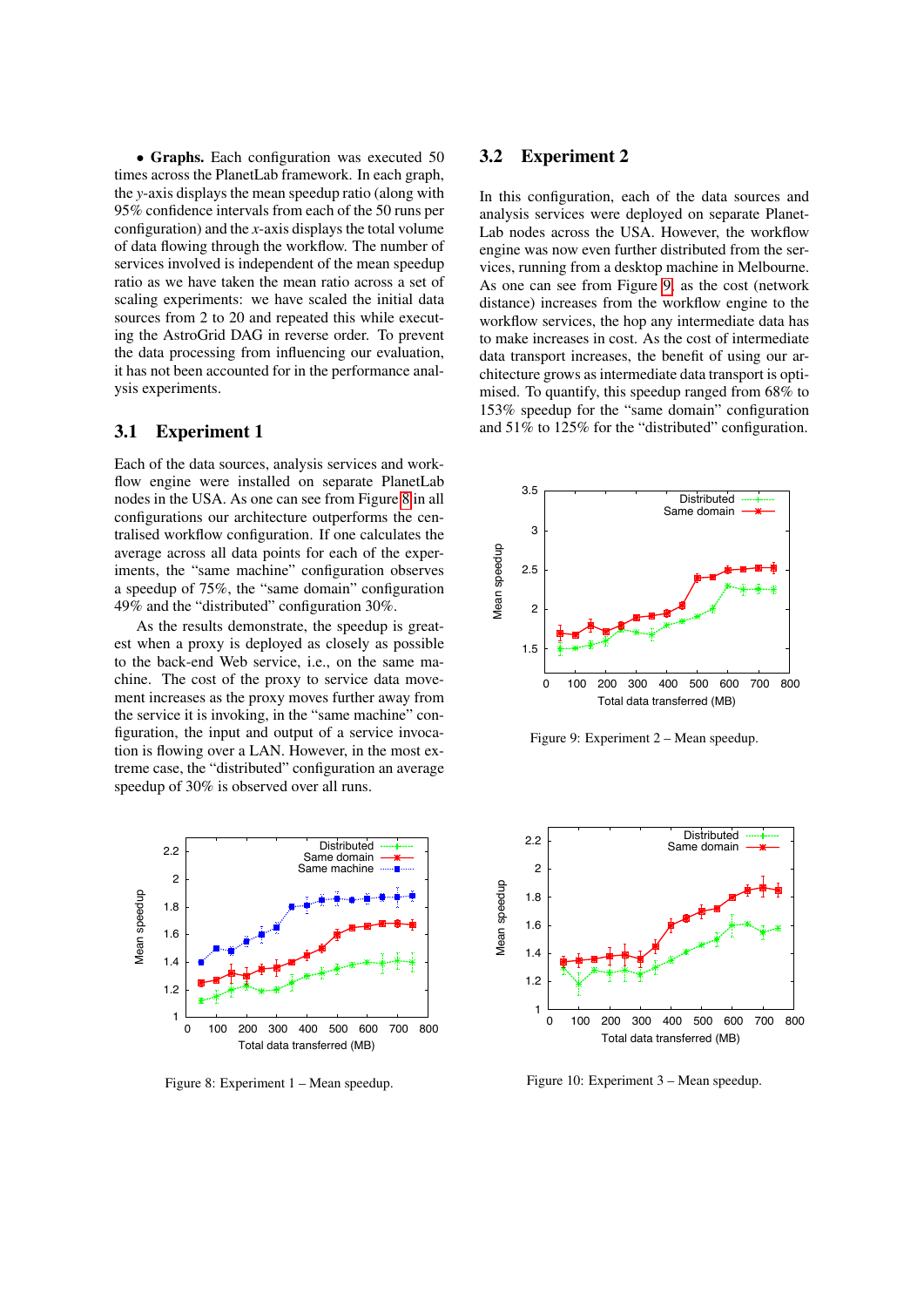- **Graphs.** Each configuration was executed 50 times across the PlanetLab framework. In each graph, the *y*-axis displays the mean speedup ratio (along with 95% confidence intervals from each of the 50 runs per configuration) and the *x*-axis displays the total volume of data flowing through the workflow. The number of services involved is independent of the mean speedup ratio as we have taken the mean ratio across a set of scaling experiments: we have scaled the initial data sources from 2 to 20 and repeated this while executing the AstroGrid DAG in reverse order. To prevent the data processing from influencing our evaluation, it has not been accounted for in the performance analysis experiments.

## 3.1 Experiment 1

Each of the data sources, analysis services and workflow engine were installed on separate PlanetLab nodes in the USA. As one can see from Figure 8 in all configurations our architecture outperforms the centralised workflow configuration. If one calculates the average across all data points for each of the experiments, the "same machine" configuration observes a speedup of 75%, the "same domain" configuration 49% and the "distributed" configuration 30%.

As the results demonstrate, the speedup is greatest when a proxy is deployed as closely as possible to the back-end Web service, i.e., on the same machine. The cost of the proxy to service data movement increases as the proxy moves further away from the service it is invoking, in the "same machine" configuration, the input and output of a service invocation is flowing over a LAN. However, in the most extreme case, the "distributed" configuration an average speedup of 30% is observed over all runs.

Figure 8: Experiment 1 – Mean speedup.

## 3.2 Experiment 2

In this configuration, each of the data sources and analysis services were deployed on separate PlanetLab nodes across the USA. However, the workflow engine was now even further distributed from the services, running from a desktop machine in Melbourne. As one can see from Figure 9, as the cost (network distance) increases from the workflow engine to the workflow services, the hop any intermediate data has to make increases in cost. As the cost of intermediate data transport increases, the benefit of using our architecture grows as intermediate data transport is optimised. To quantify, this speedup ranged from 68% to 153% speedup for the "same domain" configuration and 51% to 125% for the "distributed" configuration.

Figure 9: Experiment 2 – Mean speedup.

Figure 10: Experiment 3 – Mean speedup.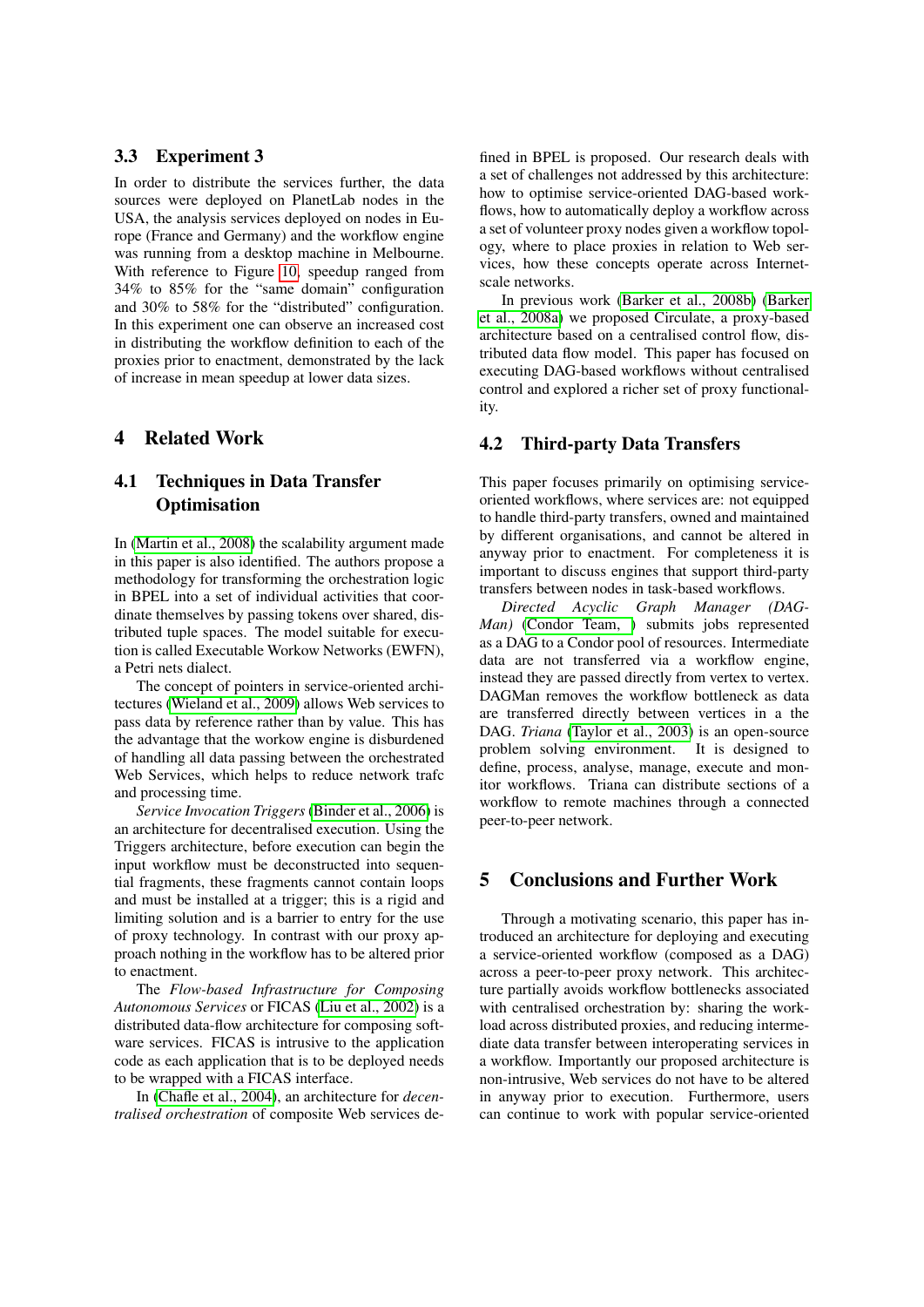### 3.3 Experiment 3

In order to distribute the services further, the data sources were deployed on PlanetLab nodes in the USA, the analysis services deployed on nodes in Europe (France and Germany) and the workflow engine was running from a desktop machine in Melbourne. With reference to Figure 10, speedup ranged from 34% to 85% for the "same domain" configuration and 30% to 58% for the "distributed" configuration. In this experiment one can observe an increased cost in distributing the workflow definition to each of the proxies prior to enactment, demonstrated by the lack of increase in mean speedup at lower data sizes.

## 4 Related Work

### 4.1 Techniques in Data Transfer Optimisation

In (Martin et al., 2008) the scalability argument made in this paper is also identified. The authors propose a methodology for transforming the orchestration logic in BPEL into a set of individual activities that coordinate themselves by passing tokens over shared, distributed tuple spaces. The model suitable for execution is called Executable Workow Networks (EWFN), a Petri nets dialect.

The concept of pointers in service-oriented architectures (Wieland et al., 2009) allows Web services to pass data by reference rather than by value. This has the advantage that the workow engine is disburdened of handling all data passing between the orchestrated Web Services, which helps to reduce network trafc and processing time.

*Service Invocation Triggers* (Binder et al., 2006) is an architecture for decentralised execution. Using the Triggers architecture, before execution can begin the input workflow must be deconstructed into sequential fragments, these fragments cannot contain loops and must be installed at a trigger; this is a rigid and limiting solution and is a barrier to entry for the use of proxy technology. In contrast with our proxy approach nothing in the workflow has to be altered prior to enactment.

The *Flow-based Infrastructure for Composing Autonomous Services* or FICAS (Liu et al., 2002) is a distributed data-flow architecture for composing software services. FICAS is intrusive to the application code as each application that is to be deployed needs to be wrapped with a FICAS interface.

In (Chafle et al., 2004), an architecture for *decentralised orchestration* of composite Web services defined in BPEL is proposed. Our research deals with a set of challenges not addressed by this architecture: how to optimise service-oriented DAG-based workflows, how to automatically deploy a workflow across a set of volunteer proxy nodes given a workflow topology, where to place proxies in relation to Web services, how these concepts operate across Internet-scale networks.

In previous work (Barker et al., 2008b) (Barker et al., 2008a) we proposed Circulate, a proxy-based architecture based on a centralised control flow, distributed data flow model. This paper has focused on executing DAG-based workflows without centralised control and explored a richer set of proxy functionality.

### 4.2 Third-party Data Transfers

This paper focuses primarily on optimising service-oriented workflows, where services are: not equipped to handle third-party transfers, owned and maintained by different organisations, and cannot be altered in anyway prior to enactment. For completeness it is important to discuss engines that support third-party transfers between nodes in task-based workflows.

*Directed Acyclic Graph Manager (DAGMan)* (Condor Team, ) submits jobs represented as a DAG to a Condor pool of resources. Intermediate data are not transferred via a workflow engine, instead they are passed directly from vertex to vertex. DAGMan removes the workflow bottleneck as data are transferred directly between vertices in a the DAG. *Triana* (Taylor et al., 2003) is an open-source problem solving environment. It is designed to define, process, analyse, manage, execute and monitor workflows. Triana can distribute sections of a workflow to remote machines through a connected peer-to-peer network.

## 5 Conclusions and Further Work

Through a motivating scenario, this paper has introduced an architecture for deploying and executing a service-oriented workflow (composed as a DAG) across a peer-to-peer proxy network. This architecture partially avoids workflow bottlenecks associated with centralised orchestration by: sharing the workload across distributed proxies, and reducing intermediate data transfer between interoperating services in a workflow. Importantly our proposed architecture is non-intrusive, Web services do not have to be altered in anyway prior to execution. Furthermore, users can continue to work with popular service-oriented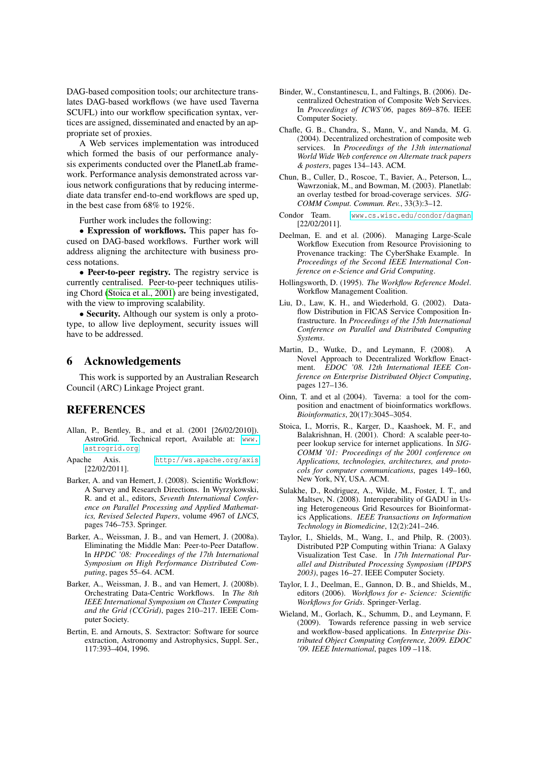DAG-based composition tools; our architecture translates DAG-based workflows (we have used Taverna SCUFL) into our workflow specification syntax, vertices are assigned, disseminated and enacted by an appropriate set of proxies.

A Web services implementation was introduced which formed the basis of our performance analysis experiments conducted over the PlanetLab framework. Performance analysis demonstrated across various network configurations that by reducing intermediate data transfer end-to-end workflows are sped up, in the best case from 68% to 192%.

Further work includes the following:

- **Expression of workflows.** This paper has focused on DAG-based workflows. Further work will address aligning the architecture with business process notations.
- **Peer-to-peer registry.** The registry service is currently centralised. Peer-to-peer techniques utilising Chord (Stoica et al., 2001) are being investigated, with the view to improving scalability.
- **Security.** Although our system is only a prototype, to allow live deployment, security issues will have to be addressed.

## 6 Acknowledgements

This work is supported by an Australian Research Council (ARC) Linkage Project grant.

## REFERENCES

Allan, P., Bentley, B., and et al. (2001 [26/02/2010]). AstroGrid. Technical report, Available at: www.astrogrid.org.

Apache Axis. http://ws.apache.org/axis [22/02/2011].

Barker, A. and van Hemert, J. (2008). Scientific Workflow: A Survey and Research Directions. In Wyrzykowski, R. and et al., editors, *Seventh International Conference on Parallel Processing and Applied Mathematics, Revised Selected Papers*, volume 4967 of *LNCS*, pages 746–753. Springer.

Barker, A., Weissman, J. B., and van Hemert, J. (2008a). Eliminating the Middle Man: Peer-to-Peer Dataflow. In *HPDC '08: Proceedings of the 17th International Symposium on High Performance Distributed Computing*, pages 55–64. ACM.

Barker, A., Weissman, J. B., and van Hemert, J. (2008b). Orchestrating Data-Centric Workflows. In *The 8th IEEE International Symposium on Cluster Computing and the Grid (CCGrid)*, pages 210–217. IEEE Computer Society.

Bertin, E. and Arnouts, S. Sextractor: Software for source extraction, Astronomy and Astrophysics, Suppl. Ser., 117:393–404, 1996.

Binder, W., Constantinescu, I., and Faltings, B. (2006). Decentralized Ochestration of Composite Web Services. In *Proceedings of ICWS'06*, pages 869–876. IEEE Computer Society.

Chafle, G. B., Chandra, S., Mann, V., and Nanda, M. G. (2004). Decentralized orchestration of composite web services. In *Proceedings of the 13th international World Wide Web conference on Alternate track papers & posters*, pages 134–143. ACM.

Chun, B., Culler, D., Roscoe, T., Bavier, A., Peterson, L., Wawrzoniak, M., and Bowman, M. (2003). Planetlab: an overlay testbed for broad-coverage services. *SIGCOMM Comput. Commun. Rev.*, 33(3):3–12.

Condor Team. www.cs.wisc.edu/condor/dagman [22/02/2011].

Deelman, E. and et al. (2006). Managing Large-Scale Workflow Execution from Resource Provisioning to Provenance tracking: The CyberShake Example. In *Proceedings of the Second IEEE International Conference on e-Science and Grid Computing*.

Hollingsworth, D. (1995). *The Workflow Reference Model*. Workflow Management Coalition.

Liu, D., Law, K. H., and Wiederhold, G. (2002). Dataflow Distribution in FICAS Service Composition Infrastructure. In *Proceedings of the 15th International Conference on Parallel and Distributed Computing Systems*.

Martin, D., Wutke, D., and Leymann, F. (2008). A Novel Approach to Decentralized Workflow Enactment. *EDOC '08. 12th International IEEE Conference on Enterprise Distributed Object Computing*, pages 127–136.

Oinn, T. and et al (2004). Taverna: a tool for the composition and enactment of bioinformatics workflows. *Bioinformatics*, 20(17):3045–3054.

Stoica, I., Morris, R., Karger, D., Kaashoek, M. F., and Balakrishnan, H. (2001). Chord: A scalable peer-to-peer lookup service for internet applications. In *SIGCOMM '01: Proceedings of the 2001 conference on Applications, technologies, architectures, and protocols for computer communications*, pages 149–160, New York, NY, USA. ACM.

Sulakhe, D., Rodriguez, A., Wilde, M., Foster, I. T., and Maltsev, N. (2008). Interoperability of GADU in Using Heterogeneous Grid Resources for Bioinformatics Applications. *IEEE Transactions on Information Technology in Biomedicine*, 12(2):241–246.

Taylor, I., Shields, M., Wang, I., and Philp, R. (2003). Distributed P2P Computing within Triana: A Galaxy Visualization Test Case. In *17th International Parallel and Distributed Processing Symposium (IPDPS 2003)*, pages 16–27. IEEE Computer Society.

Taylor, I. J., Deelman, E., Gannon, D. B., and Shields, M., editors (2006). *Workflows for e- Science: Scientific Workflows for Grids*. Springer-Verlag.

Wieland, M., Gorlach, K., Schumm, D., and Leymann, F. (2009). Towards reference passing in web service and workflow-based applications. In *Enterprise Distributed Object Computing Conference, 2009. EDOC '09. IEEE International*, pages 109 –118.